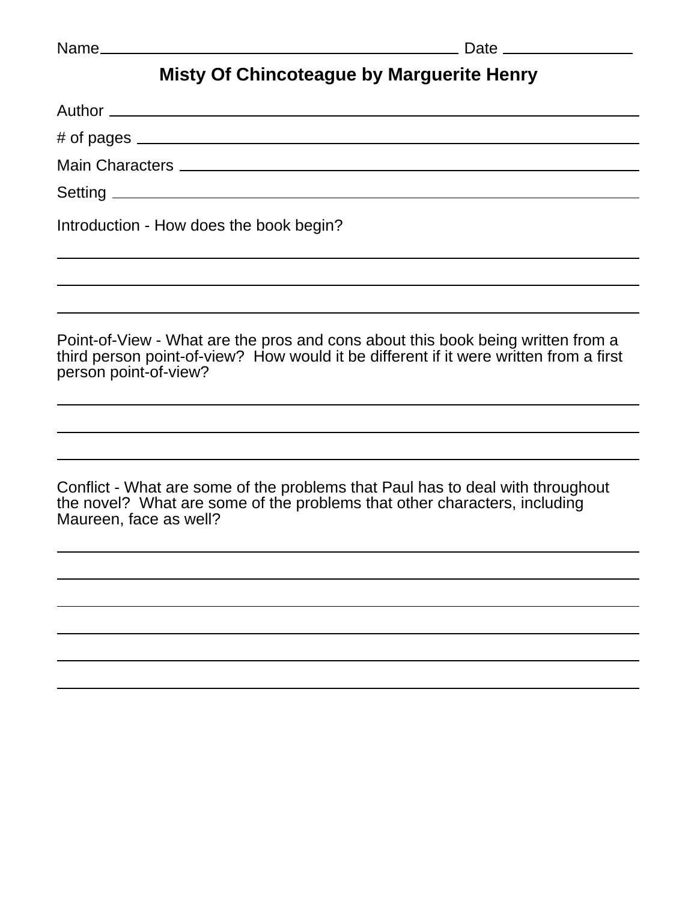Name\_\_\_\_\_\_\_\_\_\_\_\_\_\_\_\_\_\_\_\_\_\_\_\_\_\_\_\_\_\_\_\_\_\_\_\_\_\_\_\_ Date \_\_\_\_\_\_\_\_\_\_\_\_\_\_\_

# Misty Of Chincoteague by Marguerite Henry

Author \_\_\_\_\_\_\_\_\_\_\_\_\_\_\_\_\_\_\_\_\_\_\_\_\_\_\_\_\_\_\_\_\_\_\_\_\_\_\_\_\_\_\_\_\_\_\_\_\_\_\_\_\_\_\_\_\_\_

\# of pages \_\_\_\_\_\_\_\_\_\_\_\_\_\_\_\_\_\_\_\_\_\_\_\_\_\_\_\_\_\_\_\_\_\_\_\_\_\_\_\_\_\_\_\_\_\_\_\_\_\_\_\_\_\_

Main Characters \_\_\_\_\_\_\_\_\_\_\_\_\_\_\_\_\_\_\_\_\_\_\_\_\_\_\_\_\_\_\_\_\_\_\_\_\_\_\_\_\_\_\_\_\_\_\_\_\_\_

Setting \_\_\_\_\_\_\_\_\_\_\_\_\_\_\_\_\_\_\_\_\_\_\_\_\_\_\_\_\_\_\_\_\_\_\_\_\_\_\_\_\_\_\_\_\_\_\_\_\_\_\_\_\_\_\_\_\_\_

Introduction - How does the book begin?

\_\_\_\_\_\_\_\_\_\_\_\_\_\_\_\_\_\_\_\_\_\_\_\_\_\_\_\_\_\_\_\_\_\_\_\_\_\_\_\_\_\_\_\_\_\_\_\_\_\_\_\_\_\_\_\_\_\_\_\_\_\_\_\_

\_\_\_\_\_\_\_\_\_\_\_\_\_\_\_\_\_\_\_\_\_\_\_\_\_\_\_\_\_\_\_\_\_\_\_\_\_\_\_\_\_\_\_\_\_\_\_\_\_\_\_\_\_\_\_\_\_\_\_\_\_\_\_\_

\_\_\_\_\_\_\_\_\_\_\_\_\_\_\_\_\_\_\_\_\_\_\_\_\_\_\_\_\_\_\_\_\_\_\_\_\_\_\_\_\_\_\_\_\_\_\_\_\_\_\_\_\_\_\_\_\_\_\_\_\_\_\_\_

Point-of-View - What are the pros and cons about this book being written from a third person point-of-view? How would it be different if it were written from a first person point-of-view?

\_\_\_\_\_\_\_\_\_\_\_\_\_\_\_\_\_\_\_\_\_\_\_\_\_\_\_\_\_\_\_\_\_\_\_\_\_\_\_\_\_\_\_\_\_\_\_\_\_\_\_\_\_\_\_\_\_\_\_\_\_\_\_\_

\_\_\_\_\_\_\_\_\_\_\_\_\_\_\_\_\_\_\_\_\_\_\_\_\_\_\_\_\_\_\_\_\_\_\_\_\_\_\_\_\_\_\_\_\_\_\_\_\_\_\_\_\_\_\_\_\_\_\_\_\_\_\_\_

\_\_\_\_\_\_\_\_\_\_\_\_\_\_\_\_\_\_\_\_\_\_\_\_\_\_\_\_\_\_\_\_\_\_\_\_\_\_\_\_\_\_\_\_\_\_\_\_\_\_\_\_\_\_\_\_\_\_\_\_\_\_\_\_

Conflict - What are some of the problems that Paul has to deal with throughout the novel? What are some of the problems that other characters, including Maureen, face as well?

\_\_\_\_\_\_\_\_\_\_\_\_\_\_\_\_\_\_\_\_\_\_\_\_\_\_\_\_\_\_\_\_\_\_\_\_\_\_\_\_\_\_\_\_\_\_\_\_\_\_\_\_\_\_\_\_\_\_\_\_\_\_\_\_

\_\_\_\_\_\_\_\_\_\_\_\_\_\_\_\_\_\_\_\_\_\_\_\_\_\_\_\_\_\_\_\_\_\_\_\_\_\_\_\_\_\_\_\_\_\_\_\_\_\_\_\_\_\_\_\_\_\_\_\_\_\_\_\_

\_\_\_\_\_\_\_\_\_\_\_\_\_\_\_\_\_\_\_\_\_\_\_\_\_\_\_\_\_\_\_\_\_\_\_\_\_\_\_\_\_\_\_\_\_\_\_\_\_\_\_\_\_\_\_\_\_\_\_\_\_\_\_\_

\_\_\_\_\_\_\_\_\_\_\_\_\_\_\_\_\_\_\_\_\_\_\_\_\_\_\_\_\_\_\_\_\_\_\_\_\_\_\_\_\_\_\_\_\_\_\_\_\_\_\_\_\_\_\_\_\_\_\_\_\_\_\_\_

\_\_\_\_\_\_\_\_\_\_\_\_\_\_\_\_\_\_\_\_\_\_\_\_\_\_\_\_\_\_\_\_\_\_\_\_\_\_\_\_\_\_\_\_\_\_\_\_\_\_\_\_\_\_\_\_\_\_\_\_\_\_\_\_

\_\_\_\_\_\_\_\_\_\_\_\_\_\_\_\_\_\_\_\_\_\_\_\_\_\_\_\_\_\_\_\_\_\_\_\_\_\_\_\_\_\_\_\_\_\_\_\_\_\_\_\_\_\_\_\_\_\_\_\_\_\_\_\_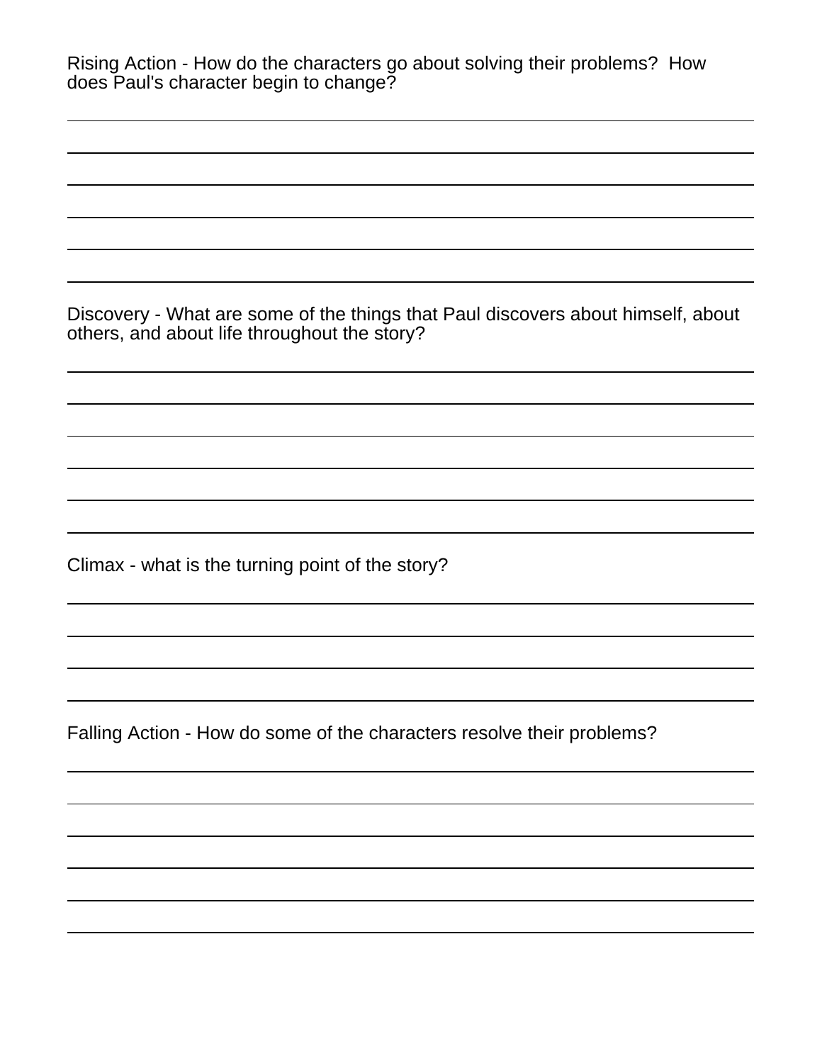Rising Action - How do the characters go about solving their problems? How does Paul's character begin to change?

______________________________________________________________________

______________________________________________________________________

______________________________________________________________________

______________________________________________________________________

______________________________________________________________________

______________________________________________________________________

Discovery - What are some of the things that Paul discovers about himself, about others, and about life throughout the story?

______________________________________________________________________

______________________________________________________________________

______________________________________________________________________

______________________________________________________________________

______________________________________________________________________

______________________________________________________________________

Climax - what is the turning point of the story?

______________________________________________________________________

______________________________________________________________________

______________________________________________________________________

______________________________________________________________________

Falling Action - How do some of the characters resolve their problems?

______________________________________________________________________

______________________________________________________________________

______________________________________________________________________

______________________________________________________________________

______________________________________________________________________

______________________________________________________________________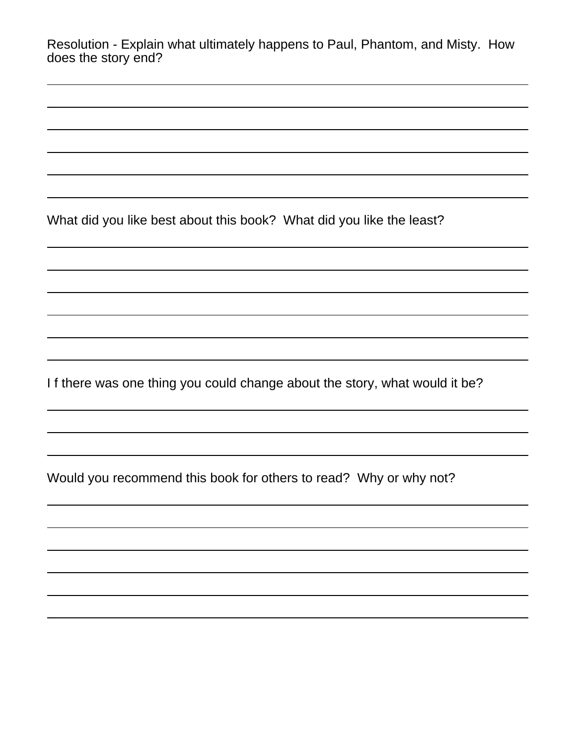Resolution - Explain what ultimately happens to Paul, Phantom, and Misty. How does the story end?

______________________________________________________________________

______________________________________________________________________

______________________________________________________________________

______________________________________________________________________

______________________________________________________________________

______________________________________________________________________

What did you like best about this book? What did you like the least?

______________________________________________________________________

______________________________________________________________________

______________________________________________________________________

______________________________________________________________________

______________________________________________________________________

______________________________________________________________________

I f there was one thing you could change about the story, what would it be?

______________________________________________________________________

______________________________________________________________________

______________________________________________________________________

Would you recommend this book for others to read? Why or why not?

______________________________________________________________________

______________________________________________________________________

______________________________________________________________________

______________________________________________________________________

______________________________________________________________________

______________________________________________________________________